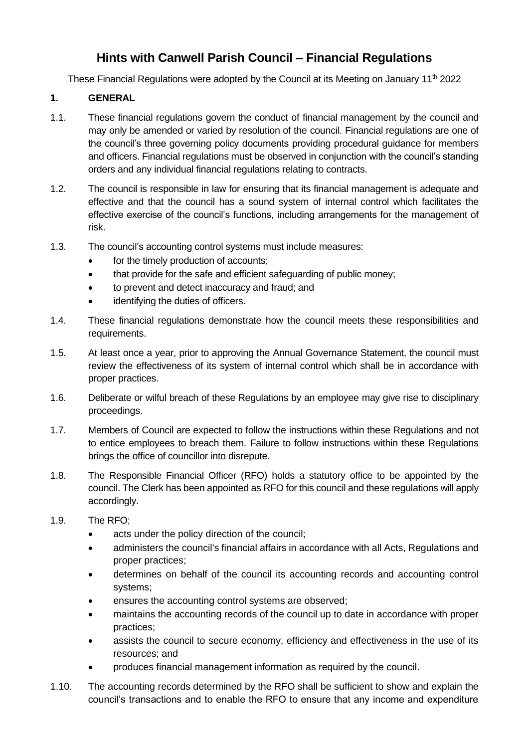# Hints with Canwell Parish Council – Financial Regulations

These Financial Regulations were adopted by the Council at its Meeting on January 11th 2022

## 1. GENERAL

1.1. These financial regulations govern the conduct of financial management by the council and may only be amended or varied by resolution of the council. Financial regulations are one of the council's three governing policy documents providing procedural guidance for members and officers. Financial regulations must be observed in conjunction with the council's standing orders and any individual financial regulations relating to contracts.

1.2. The council is responsible in law for ensuring that its financial management is adequate and effective and that the council has a sound system of internal control which facilitates the effective exercise of the council's functions, including arrangements for the management of risk.

1.3. The council's accounting control systems must include measures:

- for the timely production of accounts;
- that provide for the safe and efficient safeguarding of public money;
- to prevent and detect inaccuracy and fraud; and
- identifying the duties of officers.

1.4. These financial regulations demonstrate how the council meets these responsibilities and requirements.

1.5. At least once a year, prior to approving the Annual Governance Statement, the council must review the effectiveness of its system of internal control which shall be in accordance with proper practices.

1.6. Deliberate or wilful breach of these Regulations by an employee may give rise to disciplinary proceedings.

1.7. Members of Council are expected to follow the instructions within these Regulations and not to entice employees to breach them. Failure to follow instructions within these Regulations brings the office of councillor into disrepute.

1.8. The Responsible Financial Officer (RFO) holds a statutory office to be appointed by the council. The Clerk has been appointed as RFO for this council and these regulations will apply accordingly.

1.9. The RFO;

- acts under the policy direction of the council;
- administers the council's financial affairs in accordance with all Acts, Regulations and proper practices;
- determines on behalf of the council its accounting records and accounting control systems;
- ensures the accounting control systems are observed;
- maintains the accounting records of the council up to date in accordance with proper practices;
- assists the council to secure economy, efficiency and effectiveness in the use of its resources; and
- produces financial management information as required by the council.

1.10. The accounting records determined by the RFO shall be sufficient to show and explain the council's transactions and to enable the RFO to ensure that any income and expenditure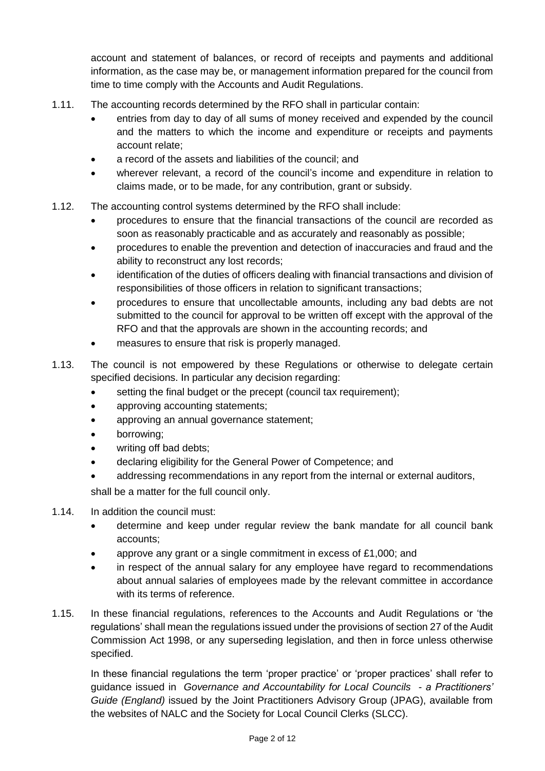account and statement of balances, or record of receipts and payments and additional information, as the case may be, or management information prepared for the council from time to time comply with the Accounts and Audit Regulations.

1.11. The accounting records determined by the RFO shall in particular contain:

- entries from day to day of all sums of money received and expended by the council and the matters to which the income and expenditure or receipts and payments account relate;
- a record of the assets and liabilities of the council; and
- wherever relevant, a record of the council's income and expenditure in relation to claims made, or to be made, for any contribution, grant or subsidy.

1.12. The accounting control systems determined by the RFO shall include:

- procedures to ensure that the financial transactions of the council are recorded as soon as reasonably practicable and as accurately and reasonably as possible;
- procedures to enable the prevention and detection of inaccuracies and fraud and the ability to reconstruct any lost records;
- identification of the duties of officers dealing with financial transactions and division of responsibilities of those officers in relation to significant transactions;
- procedures to ensure that uncollectable amounts, including any bad debts are not submitted to the council for approval to be written off except with the approval of the RFO and that the approvals are shown in the accounting records; and
- measures to ensure that risk is properly managed.

1.13. The council is not empowered by these Regulations or otherwise to delegate certain specified decisions. In particular any decision regarding:

- setting the final budget or the precept (council tax requirement);
- approving accounting statements;
- approving an annual governance statement;
- borrowing;
- writing off bad debts;
- declaring eligibility for the General Power of Competence; and
- addressing recommendations in any report from the internal or external auditors,

shall be a matter for the full council only.

1.14. In addition the council must:

- determine and keep under regular review the bank mandate for all council bank accounts;
- approve any grant or a single commitment in excess of £1,000; and
- in respect of the annual salary for any employee have regard to recommendations about annual salaries of employees made by the relevant committee in accordance with its terms of reference.

1.15. In these financial regulations, references to the Accounts and Audit Regulations or 'the regulations' shall mean the regulations issued under the provisions of section 27 of the Audit Commission Act 1998, or any superseding legislation, and then in force unless otherwise specified.

In these financial regulations the term 'proper practice' or 'proper practices' shall refer to guidance issued in *Governance and Accountability for Local Councils - a Practitioners' Guide (England)* issued by the Joint Practitioners Advisory Group (JPAG), available from the websites of NALC and the Society for Local Council Clerks (SLCC).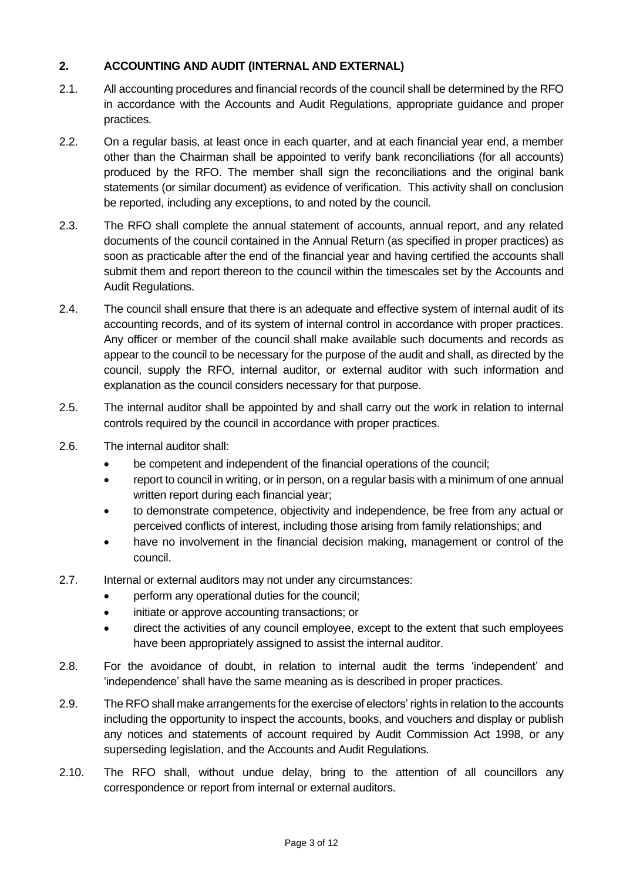## 2. ACCOUNTING AND AUDIT (INTERNAL AND EXTERNAL)

2.1. All accounting procedures and financial records of the council shall be determined by the RFO in accordance with the Accounts and Audit Regulations, appropriate guidance and proper practices.

2.2. On a regular basis, at least once in each quarter, and at each financial year end, a member other than the Chairman shall be appointed to verify bank reconciliations (for all accounts) produced by the RFO. The member shall sign the reconciliations and the original bank statements (or similar document) as evidence of verification. This activity shall on conclusion be reported, including any exceptions, to and noted by the council.

2.3. The RFO shall complete the annual statement of accounts, annual report, and any related documents of the council contained in the Annual Return (as specified in proper practices) as soon as practicable after the end of the financial year and having certified the accounts shall submit them and report thereon to the council within the timescales set by the Accounts and Audit Regulations.

2.4. The council shall ensure that there is an adequate and effective system of internal audit of its accounting records, and of its system of internal control in accordance with proper practices. Any officer or member of the council shall make available such documents and records as appear to the council to be necessary for the purpose of the audit and shall, as directed by the council, supply the RFO, internal auditor, or external auditor with such information and explanation as the council considers necessary for that purpose.

2.5. The internal auditor shall be appointed by and shall carry out the work in relation to internal controls required by the council in accordance with proper practices.

2.6. The internal auditor shall:

- be competent and independent of the financial operations of the council;
- report to council in writing, or in person, on a regular basis with a minimum of one annual written report during each financial year;
- to demonstrate competence, objectivity and independence, be free from any actual or perceived conflicts of interest, including those arising from family relationships; and
- have no involvement in the financial decision making, management or control of the council.

2.7. Internal or external auditors may not under any circumstances:

- perform any operational duties for the council;
- initiate or approve accounting transactions; or
- direct the activities of any council employee, except to the extent that such employees have been appropriately assigned to assist the internal auditor.

2.8. For the avoidance of doubt, in relation to internal audit the terms 'independent' and 'independence' shall have the same meaning as is described in proper practices.

2.9. The RFO shall make arrangements for the exercise of electors' rights in relation to the accounts including the opportunity to inspect the accounts, books, and vouchers and display or publish any notices and statements of account required by Audit Commission Act 1998, or any superseding legislation, and the Accounts and Audit Regulations.

2.10. The RFO shall, without undue delay, bring to the attention of all councillors any correspondence or report from internal or external auditors.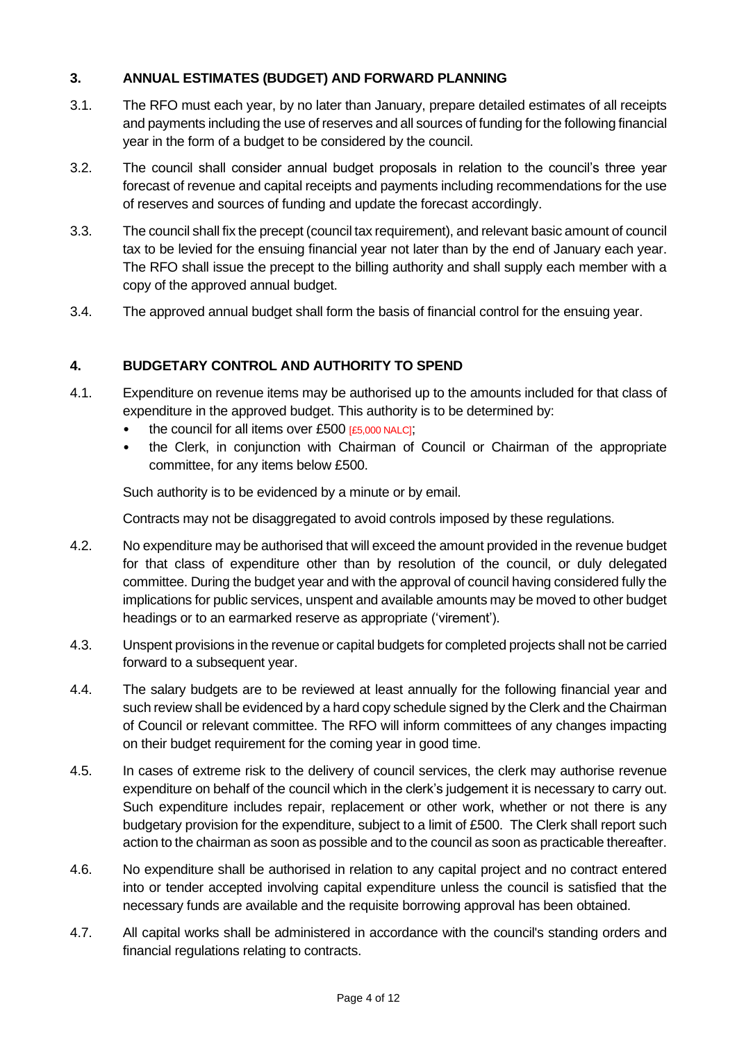## 3. ANNUAL ESTIMATES (BUDGET) AND FORWARD PLANNING

3.1. The RFO must each year, by no later than January, prepare detailed estimates of all receipts and payments including the use of reserves and all sources of funding for the following financial year in the form of a budget to be considered by the council.

3.2. The council shall consider annual budget proposals in relation to the council's three year forecast of revenue and capital receipts and payments including recommendations for the use of reserves and sources of funding and update the forecast accordingly.

3.3. The council shall fix the precept (council tax requirement), and relevant basic amount of council tax to be levied for the ensuing financial year not later than by the end of January each year. The RFO shall issue the precept to the billing authority and shall supply each member with a copy of the approved annual budget.

3.4. The approved annual budget shall form the basis of financial control for the ensuing year.

## 4. BUDGETARY CONTROL AND AUTHORITY TO SPEND

4.1. Expenditure on revenue items may be authorised up to the amounts included for that class of expenditure in the approved budget. This authority is to be determined by:

- the council for all items over £500 [£5,000 NALC];
- the Clerk, in conjunction with Chairman of Council or Chairman of the appropriate committee, for any items below £500.

Such authority is to be evidenced by a minute or by email.

Contracts may not be disaggregated to avoid controls imposed by these regulations.

4.2. No expenditure may be authorised that will exceed the amount provided in the revenue budget for that class of expenditure other than by resolution of the council, or duly delegated committee. During the budget year and with the approval of council having considered fully the implications for public services, unspent and available amounts may be moved to other budget headings or to an earmarked reserve as appropriate ('virement').

4.3. Unspent provisions in the revenue or capital budgets for completed projects shall not be carried forward to a subsequent year.

4.4. The salary budgets are to be reviewed at least annually for the following financial year and such review shall be evidenced by a hard copy schedule signed by the Clerk and the Chairman of Council or relevant committee. The RFO will inform committees of any changes impacting on their budget requirement for the coming year in good time.

4.5. In cases of extreme risk to the delivery of council services, the clerk may authorise revenue expenditure on behalf of the council which in the clerk's judgement it is necessary to carry out. Such expenditure includes repair, replacement or other work, whether or not there is any budgetary provision for the expenditure, subject to a limit of £500. The Clerk shall report such action to the chairman as soon as possible and to the council as soon as practicable thereafter.

4.6. No expenditure shall be authorised in relation to any capital project and no contract entered into or tender accepted involving capital expenditure unless the council is satisfied that the necessary funds are available and the requisite borrowing approval has been obtained.

4.7. All capital works shall be administered in accordance with the council's standing orders and financial regulations relating to contracts.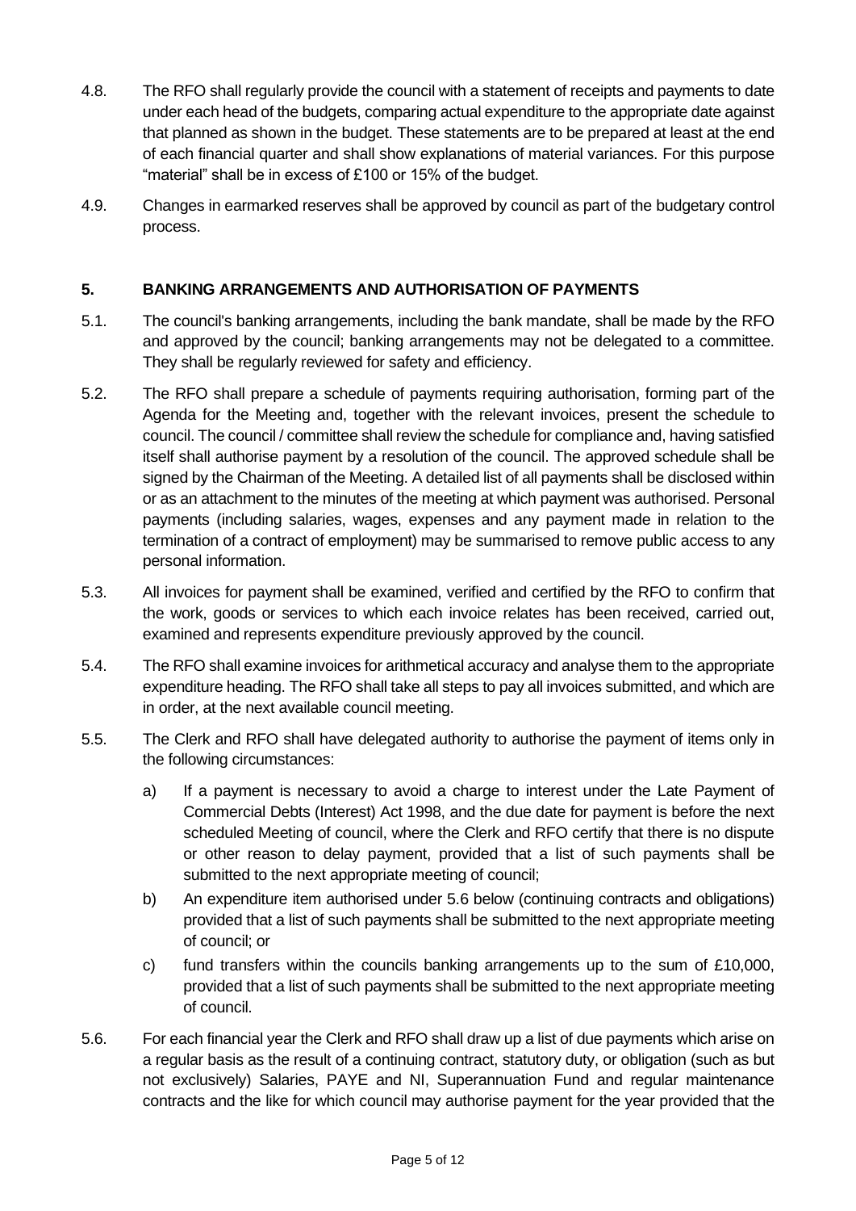4.8. The RFO shall regularly provide the council with a statement of receipts and payments to date under each head of the budgets, comparing actual expenditure to the appropriate date against that planned as shown in the budget. These statements are to be prepared at least at the end of each financial quarter and shall show explanations of material variances. For this purpose "material" shall be in excess of £100 or 15% of the budget.

4.9. Changes in earmarked reserves shall be approved by council as part of the budgetary control process.

## 5. BANKING ARRANGEMENTS AND AUTHORISATION OF PAYMENTS

5.1. The council's banking arrangements, including the bank mandate, shall be made by the RFO and approved by the council; banking arrangements may not be delegated to a committee. They shall be regularly reviewed for safety and efficiency.

5.2. The RFO shall prepare a schedule of payments requiring authorisation, forming part of the Agenda for the Meeting and, together with the relevant invoices, present the schedule to council. The council / committee shall review the schedule for compliance and, having satisfied itself shall authorise payment by a resolution of the council. The approved schedule shall be signed by the Chairman of the Meeting. A detailed list of all payments shall be disclosed within or as an attachment to the minutes of the meeting at which payment was authorised. Personal payments (including salaries, wages, expenses and any payment made in relation to the termination of a contract of employment) may be summarised to remove public access to any personal information.

5.3. All invoices for payment shall be examined, verified and certified by the RFO to confirm that the work, goods or services to which each invoice relates has been received, carried out, examined and represents expenditure previously approved by the council.

5.4. The RFO shall examine invoices for arithmetical accuracy and analyse them to the appropriate expenditure heading. The RFO shall take all steps to pay all invoices submitted, and which are in order, at the next available council meeting.

5.5. The Clerk and RFO shall have delegated authority to authorise the payment of items only in the following circumstances:

a) If a payment is necessary to avoid a charge to interest under the Late Payment of Commercial Debts (Interest) Act 1998, and the due date for payment is before the next scheduled Meeting of council, where the Clerk and RFO certify that there is no dispute or other reason to delay payment, provided that a list of such payments shall be submitted to the next appropriate meeting of council;

b) An expenditure item authorised under 5.6 below (continuing contracts and obligations) provided that a list of such payments shall be submitted to the next appropriate meeting of council; or

c) fund transfers within the councils banking arrangements up to the sum of £10,000, provided that a list of such payments shall be submitted to the next appropriate meeting of council.

5.6. For each financial year the Clerk and RFO shall draw up a list of due payments which arise on a regular basis as the result of a continuing contract, statutory duty, or obligation (such as but not exclusively) Salaries, PAYE and NI, Superannuation Fund and regular maintenance contracts and the like for which council may authorise payment for the year provided that the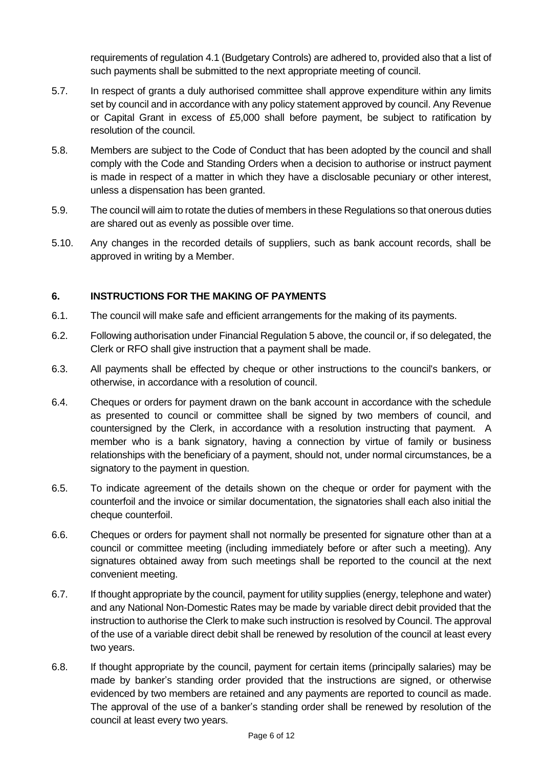requirements of regulation 4.1 (Budgetary Controls) are adhered to, provided also that a list of such payments shall be submitted to the next appropriate meeting of council.

5.7. In respect of grants a duly authorised committee shall approve expenditure within any limits set by council and in accordance with any policy statement approved by council. Any Revenue or Capital Grant in excess of £5,000 shall before payment, be subject to ratification by resolution of the council.

5.8. Members are subject to the Code of Conduct that has been adopted by the council and shall comply with the Code and Standing Orders when a decision to authorise or instruct payment is made in respect of a matter in which they have a disclosable pecuniary or other interest, unless a dispensation has been granted.

5.9. The council will aim to rotate the duties of members in these Regulations so that onerous duties are shared out as evenly as possible over time.

5.10. Any changes in the recorded details of suppliers, such as bank account records, shall be approved in writing by a Member.

## 6. INSTRUCTIONS FOR THE MAKING OF PAYMENTS

6.1. The council will make safe and efficient arrangements for the making of its payments.

6.2. Following authorisation under Financial Regulation 5 above, the council or, if so delegated, the Clerk or RFO shall give instruction that a payment shall be made.

6.3. All payments shall be effected by cheque or other instructions to the council's bankers, or otherwise, in accordance with a resolution of council.

6.4. Cheques or orders for payment drawn on the bank account in accordance with the schedule as presented to council or committee shall be signed by two members of council, and countersigned by the Clerk, in accordance with a resolution instructing that payment. A member who is a bank signatory, having a connection by virtue of family or business relationships with the beneficiary of a payment, should not, under normal circumstances, be a signatory to the payment in question.

6.5. To indicate agreement of the details shown on the cheque or order for payment with the counterfoil and the invoice or similar documentation, the signatories shall each also initial the cheque counterfoil.

6.6. Cheques or orders for payment shall not normally be presented for signature other than at a council or committee meeting (including immediately before or after such a meeting). Any signatures obtained away from such meetings shall be reported to the council at the next convenient meeting.

6.7. If thought appropriate by the council, payment for utility supplies (energy, telephone and water) and any National Non-Domestic Rates may be made by variable direct debit provided that the instruction to authorise the Clerk to make such instruction is resolved by Council. The approval of the use of a variable direct debit shall be renewed by resolution of the council at least every two years.

6.8. If thought appropriate by the council, payment for certain items (principally salaries) may be made by banker's standing order provided that the instructions are signed, or otherwise evidenced by two members are retained and any payments are reported to council as made. The approval of the use of a banker's standing order shall be renewed by resolution of the council at least every two years.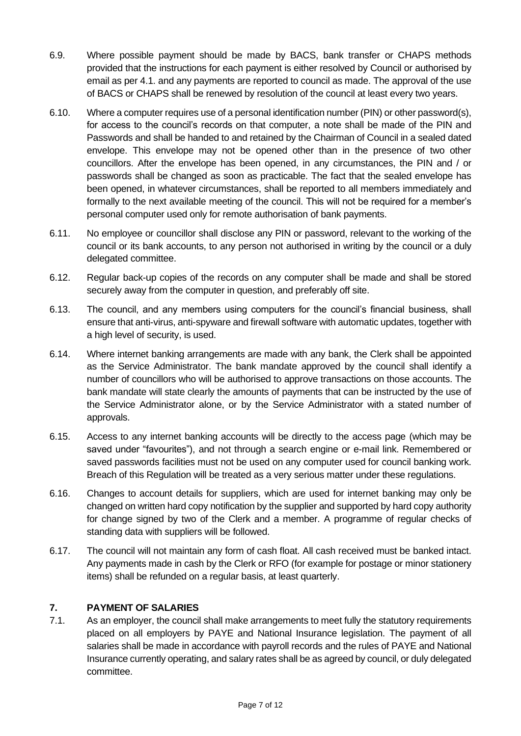6.9. Where possible payment should be made by BACS, bank transfer or CHAPS methods provided that the instructions for each payment is either resolved by Council or authorised by email as per 4.1. and any payments are reported to council as made. The approval of the use of BACS or CHAPS shall be renewed by resolution of the council at least every two years.

6.10. Where a computer requires use of a personal identification number (PIN) or other password(s), for access to the council's records on that computer, a note shall be made of the PIN and Passwords and shall be handed to and retained by the Chairman of Council in a sealed dated envelope. This envelope may not be opened other than in the presence of two other councillors. After the envelope has been opened, in any circumstances, the PIN and / or passwords shall be changed as soon as practicable. The fact that the sealed envelope has been opened, in whatever circumstances, shall be reported to all members immediately and formally to the next available meeting of the council. This will not be required for a member's personal computer used only for remote authorisation of bank payments.

6.11. No employee or councillor shall disclose any PIN or password, relevant to the working of the council or its bank accounts, to any person not authorised in writing by the council or a duly delegated committee.

6.12. Regular back-up copies of the records on any computer shall be made and shall be stored securely away from the computer in question, and preferably off site.

6.13. The council, and any members using computers for the council's financial business, shall ensure that anti-virus, anti-spyware and firewall software with automatic updates, together with a high level of security, is used.

6.14. Where internet banking arrangements are made with any bank, the Clerk shall be appointed as the Service Administrator. The bank mandate approved by the council shall identify a number of councillors who will be authorised to approve transactions on those accounts. The bank mandate will state clearly the amounts of payments that can be instructed by the use of the Service Administrator alone, or by the Service Administrator with a stated number of approvals.

6.15. Access to any internet banking accounts will be directly to the access page (which may be saved under "favourites"), and not through a search engine or e-mail link. Remembered or saved passwords facilities must not be used on any computer used for council banking work. Breach of this Regulation will be treated as a very serious matter under these regulations.

6.16. Changes to account details for suppliers, which are used for internet banking may only be changed on written hard copy notification by the supplier and supported by hard copy authority for change signed by two of the Clerk and a member. A programme of regular checks of standing data with suppliers will be followed.

6.17. The council will not maintain any form of cash float. All cash received must be banked intact. Any payments made in cash by the Clerk or RFO (for example for postage or minor stationery items) shall be refunded on a regular basis, at least quarterly.

## 7. PAYMENT OF SALARIES

7.1. As an employer, the council shall make arrangements to meet fully the statutory requirements placed on all employers by PAYE and National Insurance legislation. The payment of all salaries shall be made in accordance with payroll records and the rules of PAYE and National Insurance currently operating, and salary rates shall be as agreed by council, or duly delegated committee.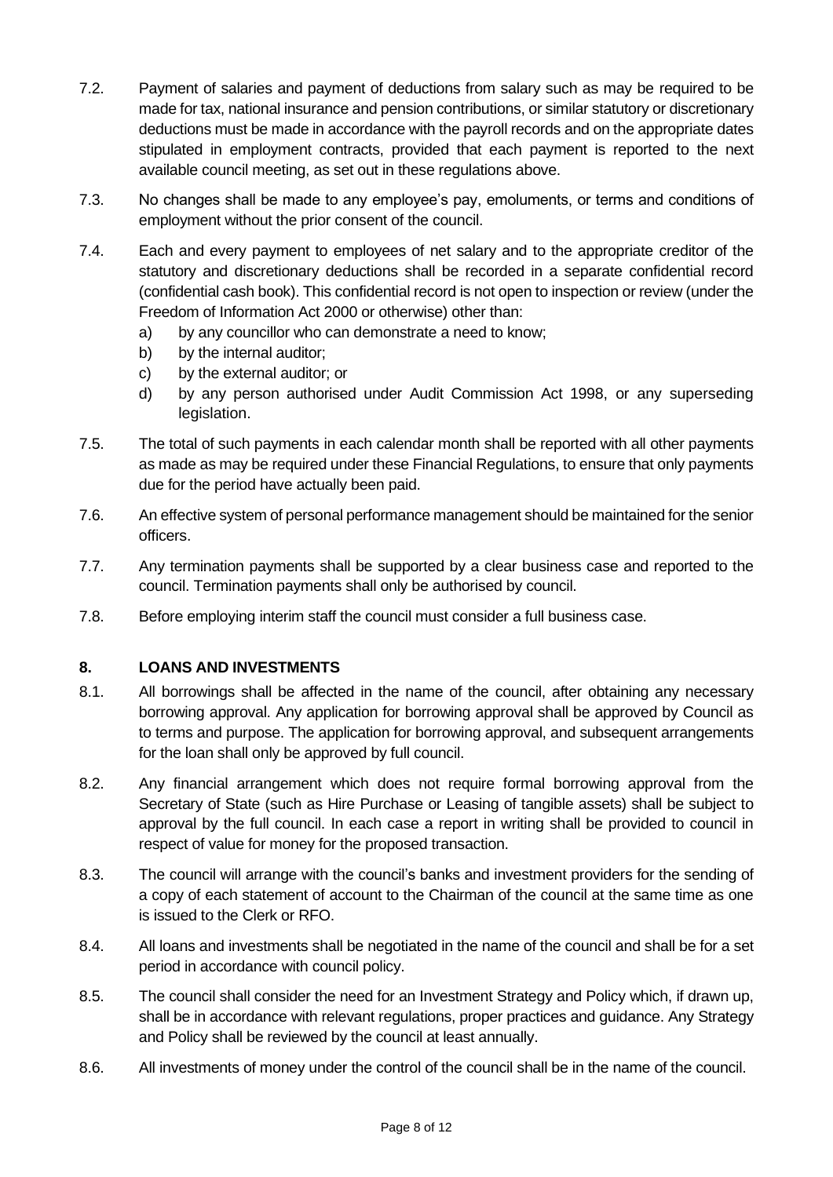7.2. Payment of salaries and payment of deductions from salary such as may be required to be made for tax, national insurance and pension contributions, or similar statutory or discretionary deductions must be made in accordance with the payroll records and on the appropriate dates stipulated in employment contracts, provided that each payment is reported to the next available council meeting, as set out in these regulations above.

7.3. No changes shall be made to any employee's pay, emoluments, or terms and conditions of employment without the prior consent of the council.

7.4. Each and every payment to employees of net salary and to the appropriate creditor of the statutory and discretionary deductions shall be recorded in a separate confidential record (confidential cash book). This confidential record is not open to inspection or review (under the Freedom of Information Act 2000 or otherwise) other than:

a) by any councillor who can demonstrate a need to know;
b) by the internal auditor;
c) by the external auditor; or
d) by any person authorised under Audit Commission Act 1998, or any superseding legislation.

7.5. The total of such payments in each calendar month shall be reported with all other payments as made as may be required under these Financial Regulations, to ensure that only payments due for the period have actually been paid.

7.6. An effective system of personal performance management should be maintained for the senior officers.

7.7. Any termination payments shall be supported by a clear business case and reported to the council. Termination payments shall only be authorised by council.

7.8. Before employing interim staff the council must consider a full business case.

## 8. LOANS AND INVESTMENTS

8.1. All borrowings shall be affected in the name of the council, after obtaining any necessary borrowing approval. Any application for borrowing approval shall be approved by Council as to terms and purpose. The application for borrowing approval, and subsequent arrangements for the loan shall only be approved by full council.

8.2. Any financial arrangement which does not require formal borrowing approval from the Secretary of State (such as Hire Purchase or Leasing of tangible assets) shall be subject to approval by the full council. In each case a report in writing shall be provided to council in respect of value for money for the proposed transaction.

8.3. The council will arrange with the council's banks and investment providers for the sending of a copy of each statement of account to the Chairman of the council at the same time as one is issued to the Clerk or RFO.

8.4. All loans and investments shall be negotiated in the name of the council and shall be for a set period in accordance with council policy.

8.5. The council shall consider the need for an Investment Strategy and Policy which, if drawn up, shall be in accordance with relevant regulations, proper practices and guidance. Any Strategy and Policy shall be reviewed by the council at least annually.

8.6. All investments of money under the control of the council shall be in the name of the council.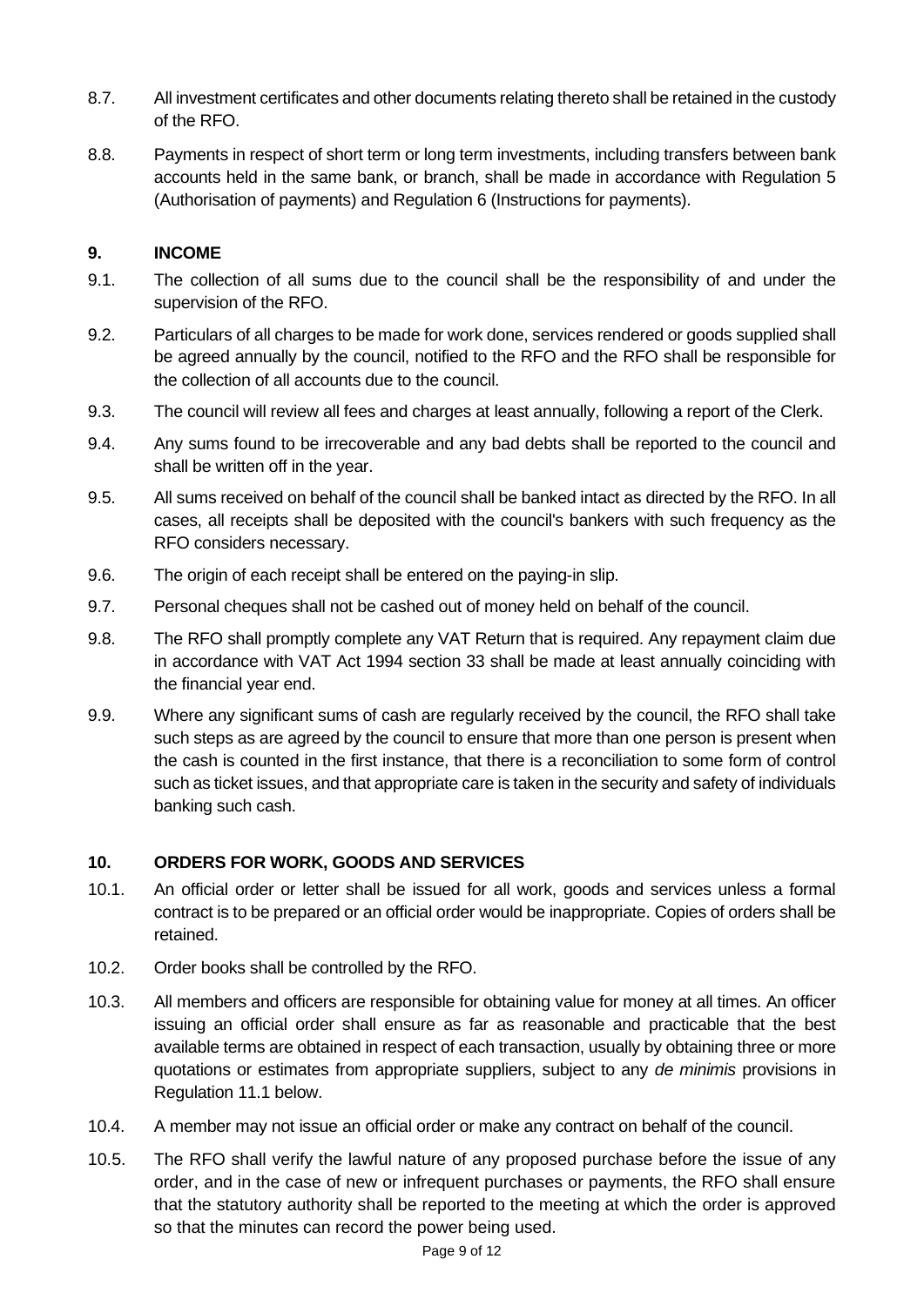8.7. All investment certificates and other documents relating thereto shall be retained in the custody of the RFO.

8.8. Payments in respect of short term or long term investments, including transfers between bank accounts held in the same bank, or branch, shall be made in accordance with Regulation 5 (Authorisation of payments) and Regulation 6 (Instructions for payments).

## 9. INCOME

9.1. The collection of all sums due to the council shall be the responsibility of and under the supervision of the RFO.

9.2. Particulars of all charges to be made for work done, services rendered or goods supplied shall be agreed annually by the council, notified to the RFO and the RFO shall be responsible for the collection of all accounts due to the council.

9.3. The council will review all fees and charges at least annually, following a report of the Clerk.

9.4. Any sums found to be irrecoverable and any bad debts shall be reported to the council and shall be written off in the year.

9.5. All sums received on behalf of the council shall be banked intact as directed by the RFO. In all cases, all receipts shall be deposited with the council's bankers with such frequency as the RFO considers necessary.

9.6. The origin of each receipt shall be entered on the paying-in slip.

9.7. Personal cheques shall not be cashed out of money held on behalf of the council.

9.8. The RFO shall promptly complete any VAT Return that is required. Any repayment claim due in accordance with VAT Act 1994 section 33 shall be made at least annually coinciding with the financial year end.

9.9. Where any significant sums of cash are regularly received by the council, the RFO shall take such steps as are agreed by the council to ensure that more than one person is present when the cash is counted in the first instance, that there is a reconciliation to some form of control such as ticket issues, and that appropriate care is taken in the security and safety of individuals banking such cash.

## 10. ORDERS FOR WORK, GOODS AND SERVICES

10.1. An official order or letter shall be issued for all work, goods and services unless a formal contract is to be prepared or an official order would be inappropriate. Copies of orders shall be retained.

10.2. Order books shall be controlled by the RFO.

10.3. All members and officers are responsible for obtaining value for money at all times. An officer issuing an official order shall ensure as far as reasonable and practicable that the best available terms are obtained in respect of each transaction, usually by obtaining three or more quotations or estimates from appropriate suppliers, subject to any *de minimis* provisions in Regulation 11.1 below.

10.4. A member may not issue an official order or make any contract on behalf of the council.

10.5. The RFO shall verify the lawful nature of any proposed purchase before the issue of any order, and in the case of new or infrequent purchases or payments, the RFO shall ensure that the statutory authority shall be reported to the meeting at which the order is approved so that the minutes can record the power being used.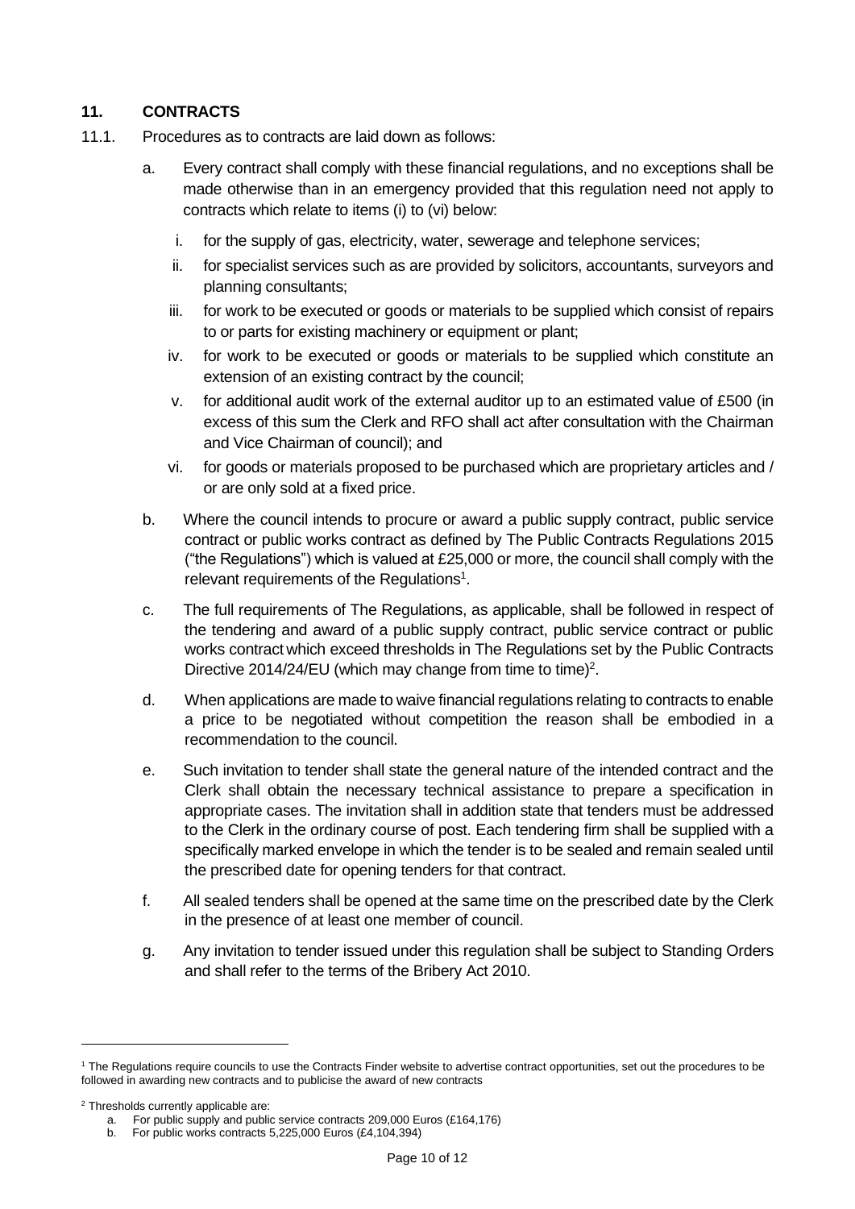## 11. CONTRACTS

11.1. Procedures as to contracts are laid down as follows:

a. Every contract shall comply with these financial regulations, and no exceptions shall be made otherwise than in an emergency provided that this regulation need not apply to contracts which relate to items (i) to (vi) below:

   i. for the supply of gas, electricity, water, sewerage and telephone services;
   ii. for specialist services such as are provided by solicitors, accountants, surveyors and planning consultants;
   iii. for work to be executed or goods or materials to be supplied which consist of repairs to or parts for existing machinery or equipment or plant;
   iv. for work to be executed or goods or materials to be supplied which constitute an extension of an existing contract by the council;
   v. for additional audit work of the external auditor up to an estimated value of £500 (in excess of this sum the Clerk and RFO shall act after consultation with the Chairman and Vice Chairman of council); and
   vi. for goods or materials proposed to be purchased which are proprietary articles and / or are only sold at a fixed price.

b. Where the council intends to procure or award a public supply contract, public service contract or public works contract as defined by The Public Contracts Regulations 2015 ("the Regulations") which is valued at £25,000 or more, the council shall comply with the relevant requirements of the Regulations[1].

c. The full requirements of The Regulations, as applicable, shall be followed in respect of the tendering and award of a public supply contract, public service contract or public works contract which exceed thresholds in The Regulations set by the Public Contracts Directive 2014/24/EU (which may change from time to time)[2].

d. When applications are made to waive financial regulations relating to contracts to enable a price to be negotiated without competition the reason shall be embodied in a recommendation to the council.

e. Such invitation to tender shall state the general nature of the intended contract and the Clerk shall obtain the necessary technical assistance to prepare a specification in appropriate cases. The invitation shall in addition state that tenders must be addressed to the Clerk in the ordinary course of post. Each tendering firm shall be supplied with a specifically marked envelope in which the tender is to be sealed and remain sealed until the prescribed date for opening tenders for that contract.

f. All sealed tenders shall be opened at the same time on the prescribed date by the Clerk in the presence of at least one member of council.

g. Any invitation to tender issued under this regulation shall be subject to Standing Orders and shall refer to the terms of the Bribery Act 2010.

---

[1] The Regulations require councils to use the Contracts Finder website to advertise contract opportunities, set out the procedures to be followed in awarding new contracts and to publicise the award of new contracts

[2] Thresholds currently applicable are:

a. For public supply and public service contracts 209,000 Euros (£164,176)
b. For public works contracts 5,225,000 Euros (£4,104,394)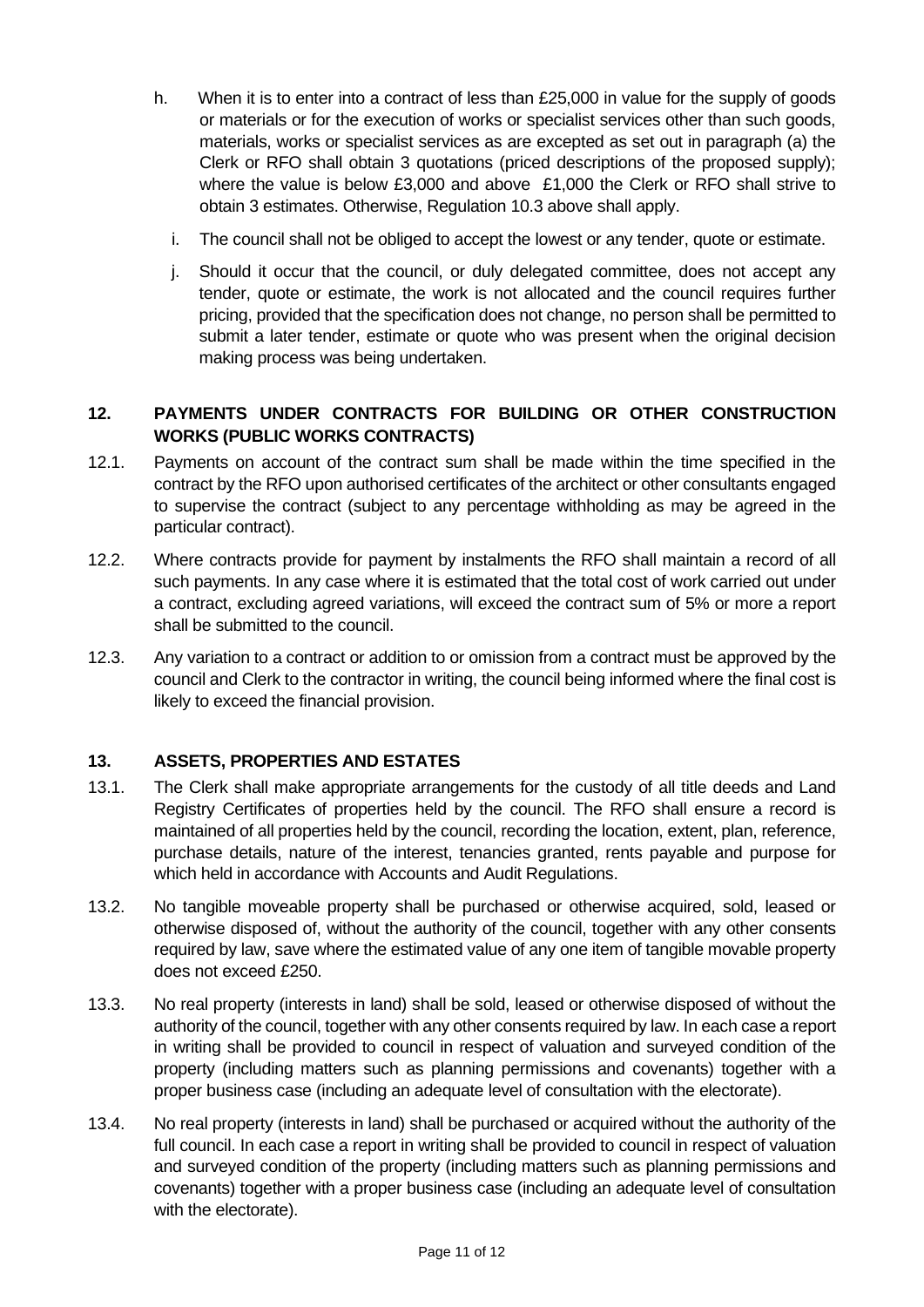h. When it is to enter into a contract of less than £25,000 in value for the supply of goods or materials or for the execution of works or specialist services other than such goods, materials, works or specialist services as are excepted as set out in paragraph (a) the Clerk or RFO shall obtain 3 quotations (priced descriptions of the proposed supply); where the value is below £3,000 and above £1,000 the Clerk or RFO shall strive to obtain 3 estimates. Otherwise, Regulation 10.3 above shall apply.

i. The council shall not be obliged to accept the lowest or any tender, quote or estimate.

j. Should it occur that the council, or duly delegated committee, does not accept any tender, quote or estimate, the work is not allocated and the council requires further pricing, provided that the specification does not change, no person shall be permitted to submit a later tender, estimate or quote who was present when the original decision making process was being undertaken.

## 12. PAYMENTS UNDER CONTRACTS FOR BUILDING OR OTHER CONSTRUCTION WORKS (PUBLIC WORKS CONTRACTS)

12.1. Payments on account of the contract sum shall be made within the time specified in the contract by the RFO upon authorised certificates of the architect or other consultants engaged to supervise the contract (subject to any percentage withholding as may be agreed in the particular contract).

12.2. Where contracts provide for payment by instalments the RFO shall maintain a record of all such payments. In any case where it is estimated that the total cost of work carried out under a contract, excluding agreed variations, will exceed the contract sum of 5% or more a report shall be submitted to the council.

12.3. Any variation to a contract or addition to or omission from a contract must be approved by the council and Clerk to the contractor in writing, the council being informed where the final cost is likely to exceed the financial provision.

## 13. ASSETS, PROPERTIES AND ESTATES

13.1. The Clerk shall make appropriate arrangements for the custody of all title deeds and Land Registry Certificates of properties held by the council. The RFO shall ensure a record is maintained of all properties held by the council, recording the location, extent, plan, reference, purchase details, nature of the interest, tenancies granted, rents payable and purpose for which held in accordance with Accounts and Audit Regulations.

13.2. No tangible moveable property shall be purchased or otherwise acquired, sold, leased or otherwise disposed of, without the authority of the council, together with any other consents required by law, save where the estimated value of any one item of tangible movable property does not exceed £250.

13.3. No real property (interests in land) shall be sold, leased or otherwise disposed of without the authority of the council, together with any other consents required by law. In each case a report in writing shall be provided to council in respect of valuation and surveyed condition of the property (including matters such as planning permissions and covenants) together with a proper business case (including an adequate level of consultation with the electorate).

13.4. No real property (interests in land) shall be purchased or acquired without the authority of the full council. In each case a report in writing shall be provided to council in respect of valuation and surveyed condition of the property (including matters such as planning permissions and covenants) together with a proper business case (including an adequate level of consultation with the electorate).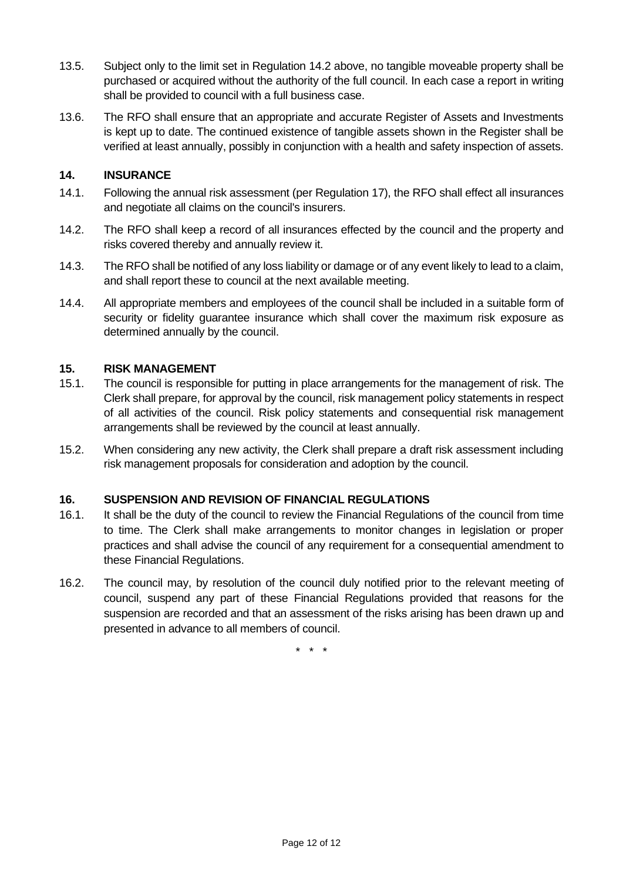13.5. Subject only to the limit set in Regulation 14.2 above, no tangible moveable property shall be purchased or acquired without the authority of the full council. In each case a report in writing shall be provided to council with a full business case.

13.6. The RFO shall ensure that an appropriate and accurate Register of Assets and Investments is kept up to date. The continued existence of tangible assets shown in the Register shall be verified at least annually, possibly in conjunction with a health and safety inspection of assets.

## 14. INSURANCE

14.1. Following the annual risk assessment (per Regulation 17), the RFO shall effect all insurances and negotiate all claims on the council's insurers.

14.2. The RFO shall keep a record of all insurances effected by the council and the property and risks covered thereby and annually review it.

14.3. The RFO shall be notified of any loss liability or damage or of any event likely to lead to a claim, and shall report these to council at the next available meeting.

14.4. All appropriate members and employees of the council shall be included in a suitable form of security or fidelity guarantee insurance which shall cover the maximum risk exposure as determined annually by the council.

## 15. RISK MANAGEMENT

15.1. The council is responsible for putting in place arrangements for the management of risk. The Clerk shall prepare, for approval by the council, risk management policy statements in respect of all activities of the council. Risk policy statements and consequential risk management arrangements shall be reviewed by the council at least annually.

15.2. When considering any new activity, the Clerk shall prepare a draft risk assessment including risk management proposals for consideration and adoption by the council.

## 16. SUSPENSION AND REVISION OF FINANCIAL REGULATIONS

16.1. It shall be the duty of the council to review the Financial Regulations of the council from time to time. The Clerk shall make arrangements to monitor changes in legislation or proper practices and shall advise the council of any requirement for a consequential amendment to these Financial Regulations.

16.2. The council may, by resolution of the council duly notified prior to the relevant meeting of council, suspend any part of these Financial Regulations provided that reasons for the suspension are recorded and that an assessment of the risks arising has been drawn up and presented in advance to all members of council.

\* \* \*